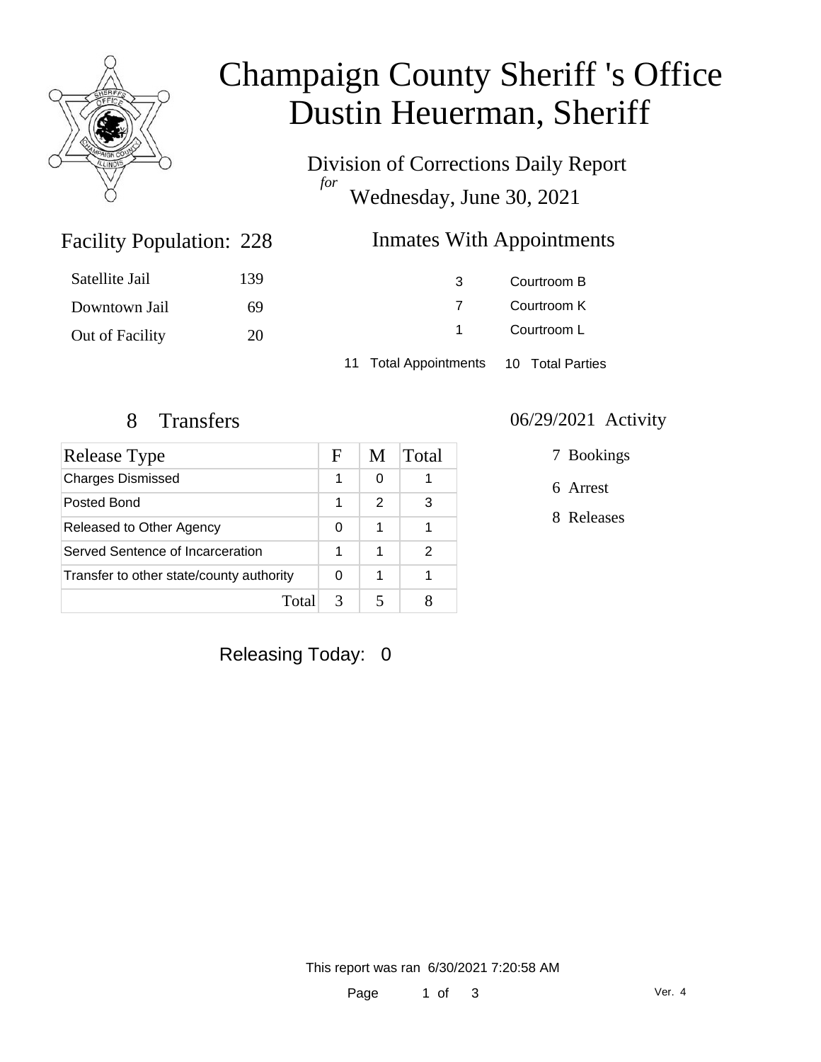# Champaign County Sheriff 's Office
# Dustin Heuerman, Sheriff

Division of Corrections Daily Report
*for*
Wednesday, June 30, 2021

## Facility Population: 228

| | |
|---|---|
| Satellite Jail | 139 |
| Downtown Jail | 69 |
| Out of Facility | 20 |

## Inmates With Appointments

| | |
|---|---|
| 3 | Courtroom B |
| 7 | Courtroom K |
| 1 | Courtroom L |

11 Total Appointments    10 Total Parties

## 8 Transfers

| Release Type | F | M | Total |
|---|---|---|---|
| Charges Dismissed | 1 | 0 | 1 |
| Posted Bond | 1 | 2 | 3 |
| Released to Other Agency | 0 | 1 | 1 |
| Served Sentence of Incarceration | 1 | 1 | 2 |
| Transfer to other state/county authority | 0 | 1 | 1 |
| Total | 3 | 5 | 8 |

## 06/29/2021 Activity

7 Bookings

6 Arrest

8 Releases

Releasing Today: 0

This report was ran 6/30/2021 7:20:58 AM

Ver. 4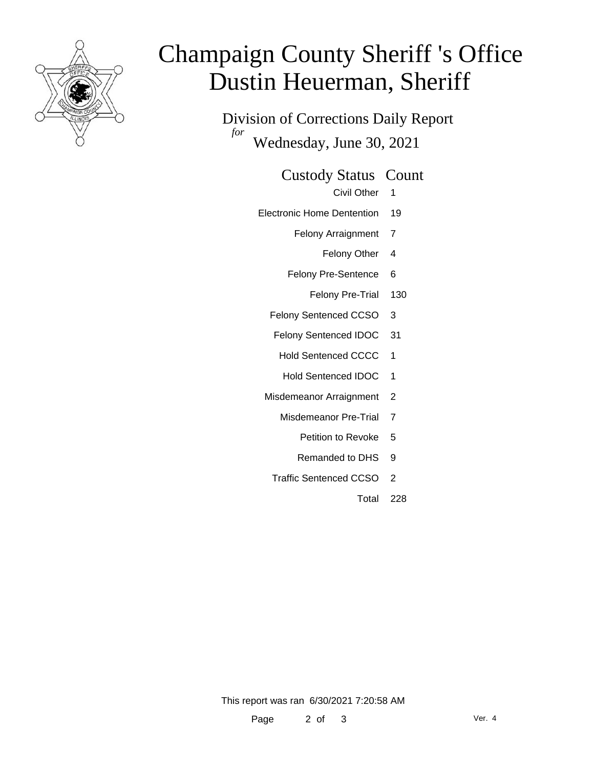# Champaign County Sheriff 's Office
# Dustin Heuerman, Sheriff

Division of Corrections Daily Report

*for*

Wednesday, June 30, 2021

| Custody Status | Count |
| --- | --- |
| Civil Other | 1 |
| Electronic Home Dentention | 19 |
| Felony Arraignment | 7 |
| Felony Other | 4 |
| Felony Pre-Sentence | 6 |
| Felony Pre-Trial | 130 |
| Felony Sentenced CCSO | 3 |
| Felony Sentenced IDOC | 31 |
| Hold Sentenced CCCC | 1 |
| Hold Sentenced IDOC | 1 |
| Misdemeanor Arraignment | 2 |
| Misdemeanor Pre-Trial | 7 |
| Petition to Revoke | 5 |
| Remanded to DHS | 9 |
| Traffic Sentenced CCSO | 2 |
| Total | 228 |

This report was ran 6/30/2021 7:20:58 AM

Ver. 4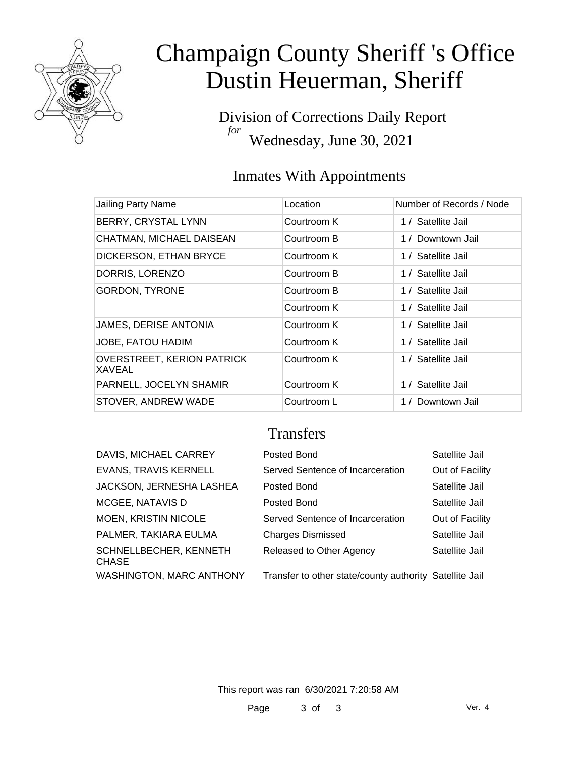# Champaign County Sheriff 's Office
# Dustin Heuerman, Sheriff

Division of Corrections Daily Report
*for*
Wednesday, June 30, 2021

## Inmates With Appointments

| Jailing Party Name | Location | Number of Records / Node |
| --- | --- | --- |
| BERRY, CRYSTAL LYNN | Courtroom K | 1 / Satellite Jail |
| CHATMAN, MICHAEL DAISEAN | Courtroom B | 1 / Downtown Jail |
| DICKERSON, ETHAN BRYCE | Courtroom K | 1 / Satellite Jail |
| DORRIS, LORENZO | Courtroom B | 1 / Satellite Jail |
| GORDON, TYRONE | Courtroom B | 1 / Satellite Jail |
| | Courtroom K | 1 / Satellite Jail |
| JAMES, DERISE ANTONIA | Courtroom K | 1 / Satellite Jail |
| JOBE, FATOU HADIM | Courtroom K | 1 / Satellite Jail |
| OVERSTREET, KERION PATRICK XAVEAL | Courtroom K | 1 / Satellite Jail |
| PARNELL, JOCELYN SHAMIR | Courtroom K | 1 / Satellite Jail |
| STOVER, ANDREW WADE | Courtroom L | 1 / Downtown Jail |

## Transfers

| | | |
| --- | --- | --- |
| DAVIS, MICHAEL CARREY | Posted Bond | Satellite Jail |
| EVANS, TRAVIS KERNELL | Served Sentence of Incarceration | Out of Facility |
| JACKSON, JERNESHA LASHEA | Posted Bond | Satellite Jail |
| MCGEE, NATAVIS D | Posted Bond | Satellite Jail |
| MOEN, KRISTIN NICOLE | Served Sentence of Incarceration | Out of Facility |
| PALMER, TAKIARA EULMA | Charges Dismissed | Satellite Jail |
| SCHNELLBECHER, KENNETH CHASE | Released to Other Agency | Satellite Jail |
| WASHINGTON, MARC ANTHONY | Transfer to other state/county authority | Satellite Jail |

This report was ran 6/30/2021 7:20:58 AM

Ver. 4